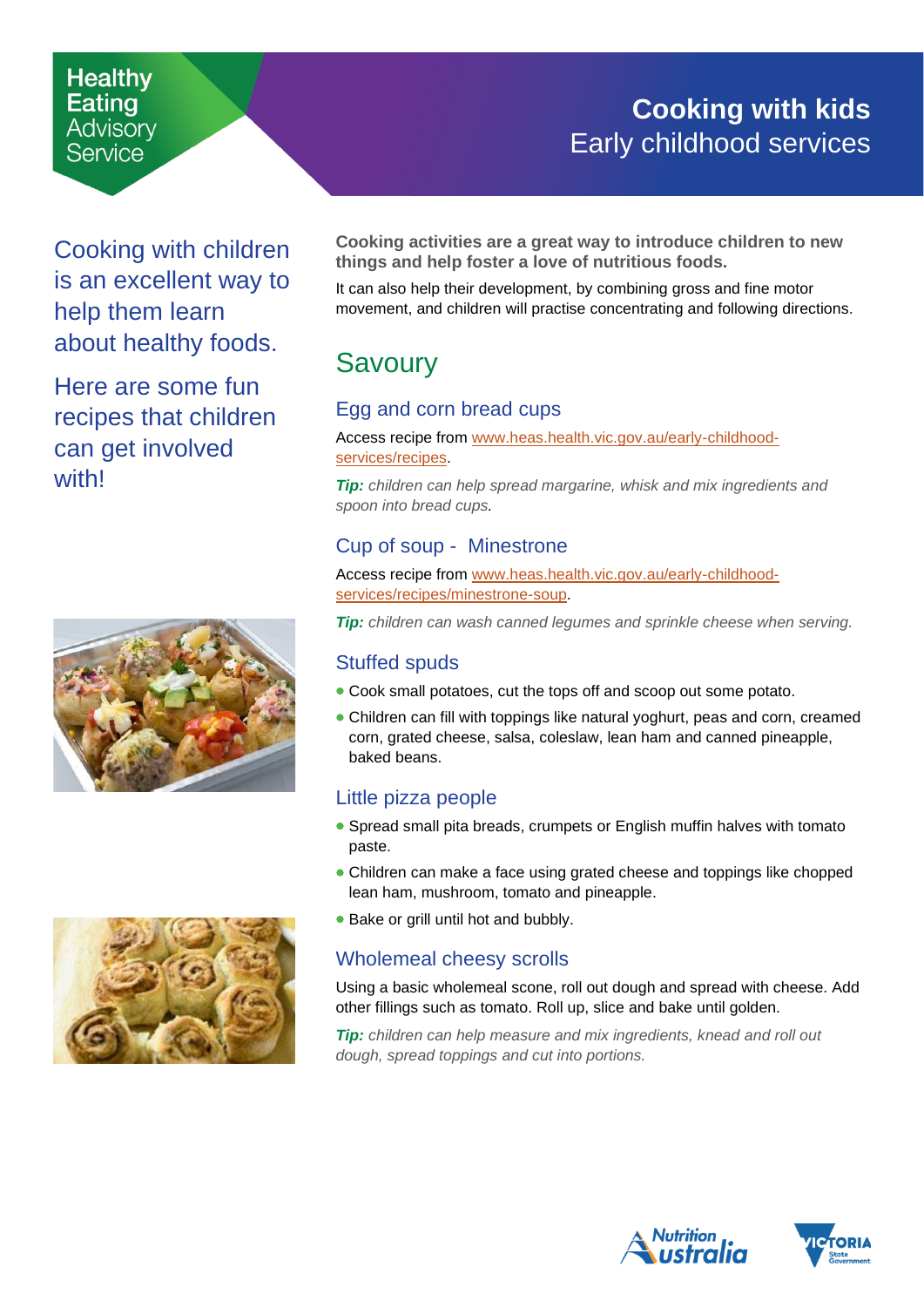Healthy Eating Advisory Service

# Cooking with kids
## Early childhood services

Cooking with children is an excellent way to help them learn about healthy foods.

Here are some fun recipes that children can get involved with!

**Cooking activities are a great way to introduce children to new things and help foster a love of nutritious foods.**

It can also help their development, by combining gross and fine motor movement, and children will practise concentrating and following directions.

## Savoury

### Egg and corn bread cups

Access recipe from www.heas.health.vic.gov.au/early-childhood-services/recipes.

***Tip:*** *children can help spread margarine, whisk and mix ingredients and spoon into bread cups.*

### Cup of soup - Minestrone

Access recipe from www.heas.health.vic.gov.au/early-childhood-services/recipes/minestrone-soup.

***Tip:*** *children can wash canned legumes and sprinkle cheese when serving.*

### Stuffed spuds

- Cook small potatoes, cut the tops off and scoop out some potato.
- Children can fill with toppings like natural yoghurt, peas and corn, creamed corn, grated cheese, salsa, coleslaw, lean ham and canned pineapple, baked beans.

### Little pizza people

- Spread small pita breads, crumpets or English muffin halves with tomato paste.
- Children can make a face using grated cheese and toppings like chopped lean ham, mushroom, tomato and pineapple.
- Bake or grill until hot and bubbly.

### Wholemeal cheesy scrolls

Using a basic wholemeal scone, roll out dough and spread with cheese. Add other fillings such as tomato. Roll up, slice and bake until golden.

***Tip:*** *children can help measure and mix ingredients, knead and roll out dough, spread toppings and cut into portions.*

Nutrition Australia

Victoria State Government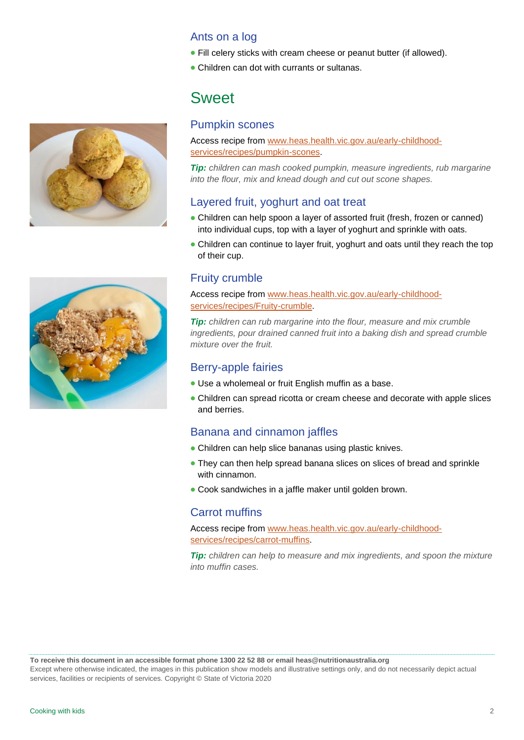### Ants on a log

- Fill celery sticks with cream cheese or peanut butter (if allowed).
- Children can dot with currants or sultanas.

## Sweet

### Pumpkin scones

Access recipe from [www.heas.health.vic.gov.au/early-childhood-services/recipes/pumpkin-scones](www.heas.health.vic.gov.au/early-childhood-services/recipes/pumpkin-scones).

***Tip:*** *children can mash cooked pumpkin, measure ingredients, rub margarine into the flour, mix and knead dough and cut out scone shapes.*

### Layered fruit, yoghurt and oat treat

- Children can help spoon a layer of assorted fruit (fresh, frozen or canned) into individual cups, top with a layer of yoghurt and sprinkle with oats.
- Children can continue to layer fruit, yoghurt and oats until they reach the top of their cup.

### Fruity crumble

Access recipe from [www.heas.health.vic.gov.au/early-childhood-services/recipes/Fruity-crumble](www.heas.health.vic.gov.au/early-childhood-services/recipes/Fruity-crumble).

***Tip:*** *children can rub margarine into the flour, measure and mix crumble ingredients, pour drained canned fruit into a baking dish and spread crumble mixture over the fruit.*

### Berry-apple fairies

- Use a wholemeal or fruit English muffin as a base.
- Children can spread ricotta or cream cheese and decorate with apple slices and berries.

### Banana and cinnamon jaffles

- Children can help slice bananas using plastic knives.
- They can then help spread banana slices on slices of bread and sprinkle with cinnamon.
- Cook sandwiches in a jaffle maker until golden brown.

### Carrot muffins

Access recipe from [www.heas.health.vic.gov.au/early-childhood-services/recipes/carrot-muffins](www.heas.health.vic.gov.au/early-childhood-services/recipes/carrot-muffins).

***Tip:*** *children can help to measure and mix ingredients, and spoon the mixture into muffin cases.*

---

**To receive this document in an accessible format phone 1300 22 52 88 or email heas@nutritionaustralia.org**
Except where otherwise indicated, the images in this publication show models and illustrative settings only, and do not necessarily depict actual services, facilities or recipients of services. Copyright © State of Victoria 2020